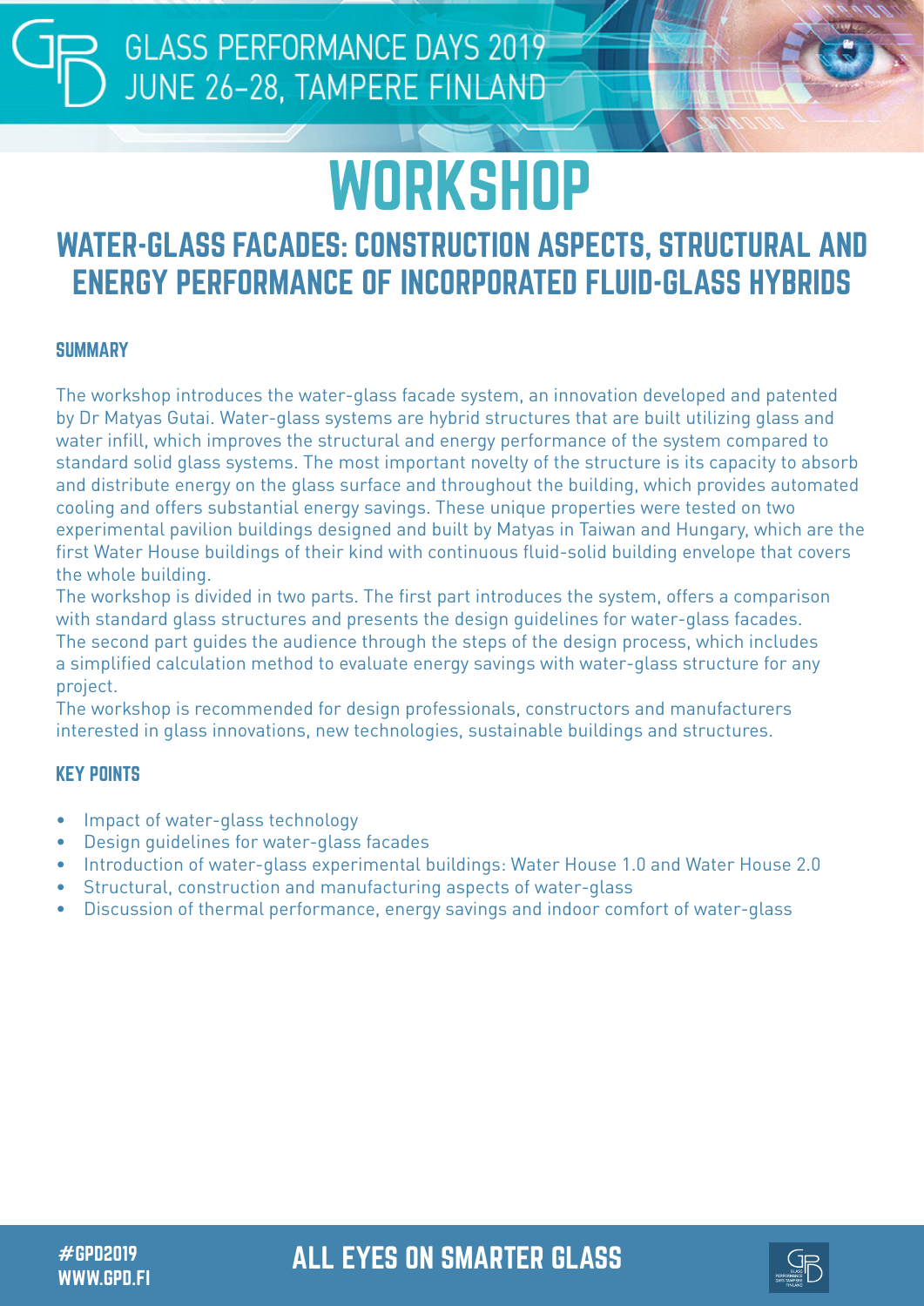# WORKSHOP

## WATER-GLASS FACADES: CONSTRUCTION ASPECTS, STRUCTURAL AND ENERGY PERFORMANCE OF INCORPORATED FLUID-GLASS HYBRIDS

### SUMMARY

The workshop introduces the water-glass facade system, an innovation developed and patented by Dr Matyas Gutai. Water-glass systems are hybrid structures that are built utilizing glass and water infill, which improves the structural and energy performance of the system compared to standard solid glass systems. The most important novelty of the structure is its capacity to absorb and distribute energy on the glass surface and throughout the building, which provides automated cooling and offers substantial energy savings. These unique properties were tested on two experimental pavilion buildings designed and built by Matyas in Taiwan and Hungary, which are the first Water House buildings of their kind with continuous fluid-solid building envelope that covers the whole building.

The workshop is divided in two parts. The first part introduces the system, offers a comparison with standard glass structures and presents the design guidelines for water-glass facades. The second part guides the audience through the steps of the design process, which includes a simplified calculation method to evaluate energy savings with water-glass structure for any project.

The workshop is recommended for design professionals, constructors and manufacturers interested in glass innovations, new technologies, sustainable buildings and structures.

### KEY POINTS

- Impact of water-glass technology
- Design guidelines for water-glass facades
- Introduction of water-glass experimental buildings: Water House 1.0 and Water House 2.0
- Structural, construction and manufacturing aspects of water-glass
- Discussion of thermal performance, energy savings and indoor comfort of water-glass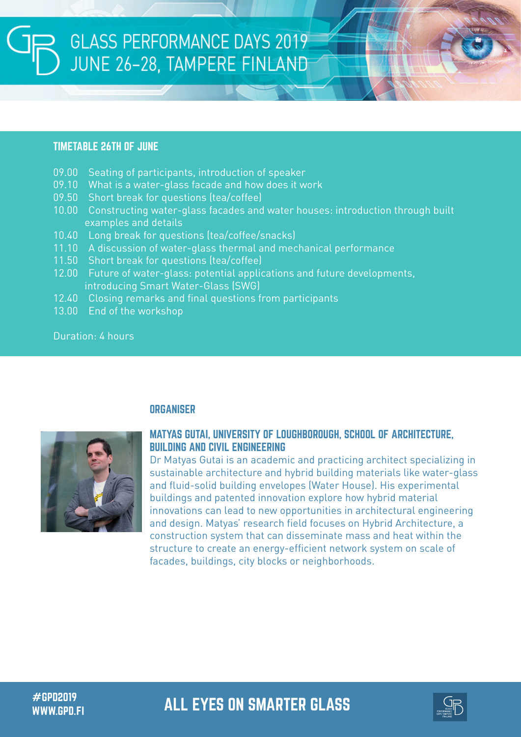# GLASS PERFORMANCE DAYS 2019
# JUNE 26–28, TAMPERE FINLAND

## TIMETABLE 26TH OF JUNE

09.00 Seating of participants, introduction of speaker
09.10 What is a water-glass facade and how does it work
09.50 Short break for questions (tea/coffee)
10.00 Constructing water-glass facades and water houses: introduction through built examples and details
10.40 Long break for questions (tea/coffee/snacks)
11.10 A discussion of water-glass thermal and mechanical performance
11.50 Short break for questions (tea/coffee)
12.00 Future of water-glass: potential applications and future developments, introducing Smart Water-Glass (SWG)
12.40 Closing remarks and final questions from participants
13.00 End of the workshop

Duration: 4 hours

## ORGANISER

### MATYAS GUTAI, UNIVERSITY OF LOUGHBOROUGH, SCHOOL OF ARCHITECTURE, BUILDING AND CIVIL ENGINEERING

Dr Matyas Gutai is an academic and practicing architect specializing in sustainable architecture and hybrid building materials like water-glass and fluid-solid building envelopes (Water House). His experimental buildings and patented innovation explore how hybrid material innovations can lead to new opportunities in architectural engineering and design. Matyas' research field focuses on Hybrid Architecture, a construction system that can disseminate mass and heat within the structure to create an energy-efficient network system on scale of facades, buildings, city blocks or neighborhoods.

#GPD2019
WWW.GPD.FI

ALL EYES ON SMARTER GLASS